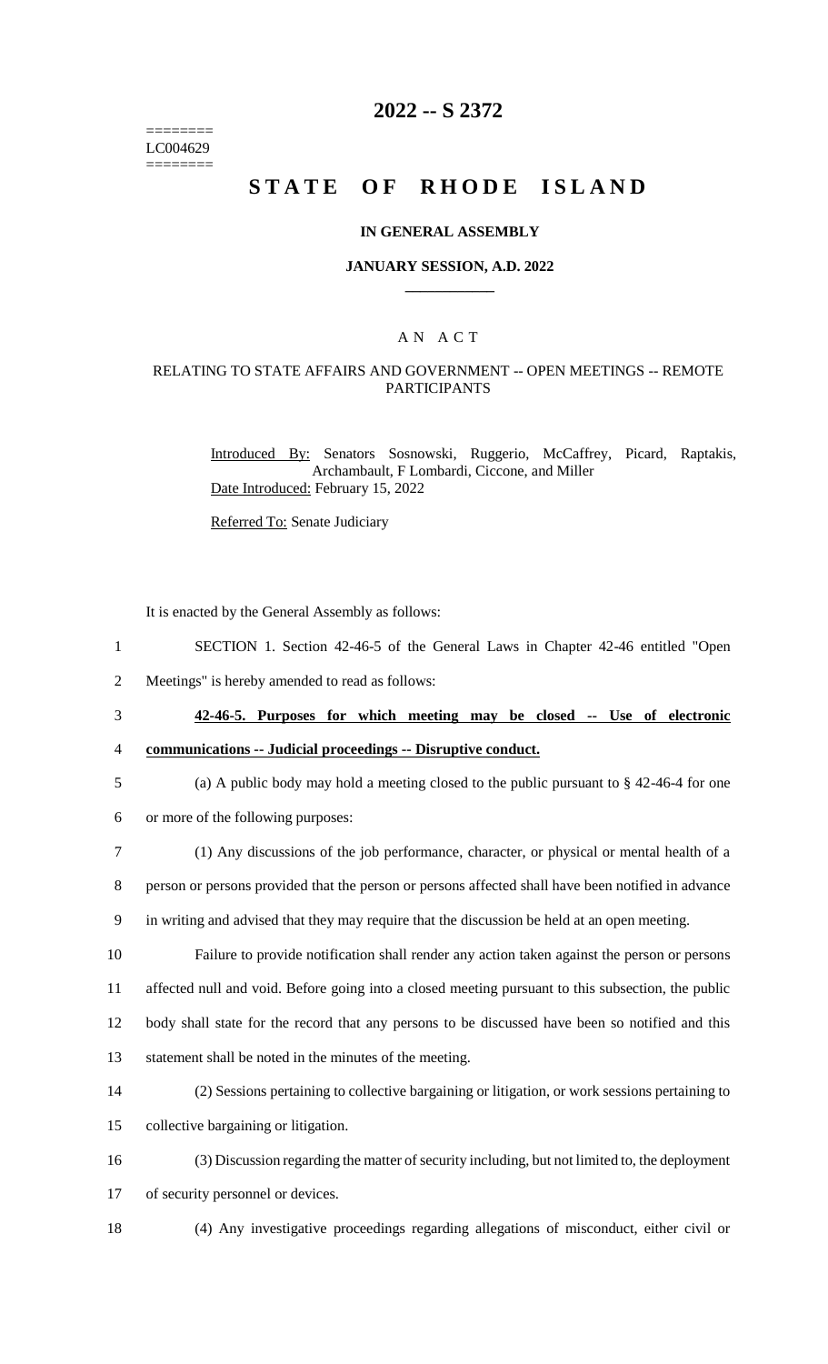========
LC004629
========

# 2022 -- S 2372

# STATE OF RHODE ISLAND

**IN GENERAL ASSEMBLY**

**JANUARY SESSION, A.D. 2022**

____________

A N A C T

RELATING TO STATE AFFAIRS AND GOVERNMENT -- OPEN MEETINGS -- REMOTE PARTICIPANTS

Introduced By: Senators Sosnowski, Ruggerio, McCaffrey, Picard, Raptakis, Archambault, F Lombardi, Ciccone, and Miller

Date Introduced: February 15, 2022

Referred To: Senate Judiciary

It is enacted by the General Assembly as follows:

1 SECTION 1. Section 42-46-5 of the General Laws in Chapter 42-46 entitled "Open
2 Meetings" is hereby amended to read as follows:

3 **42-46-5. Purposes for which meeting may be closed -- Use of electronic**
4 **communications -- Judicial proceedings -- Disruptive conduct.**

5 (a) A public body may hold a meeting closed to the public pursuant to § 42-46-4 for one
6 or more of the following purposes:

7 (1) Any discussions of the job performance, character, or physical or mental health of a
8 person or persons provided that the person or persons affected shall have been notified in advance
9 in writing and advised that they may require that the discussion be held at an open meeting.

10 Failure to provide notification shall render any action taken against the person or persons
11 affected null and void. Before going into a closed meeting pursuant to this subsection, the public
12 body shall state for the record that any persons to be discussed have been so notified and this
13 statement shall be noted in the minutes of the meeting.

14 (2) Sessions pertaining to collective bargaining or litigation, or work sessions pertaining to
15 collective bargaining or litigation.

16 (3) Discussion regarding the matter of security including, but not limited to, the deployment
17 of security personnel or devices.

18 (4) Any investigative proceedings regarding allegations of misconduct, either civil or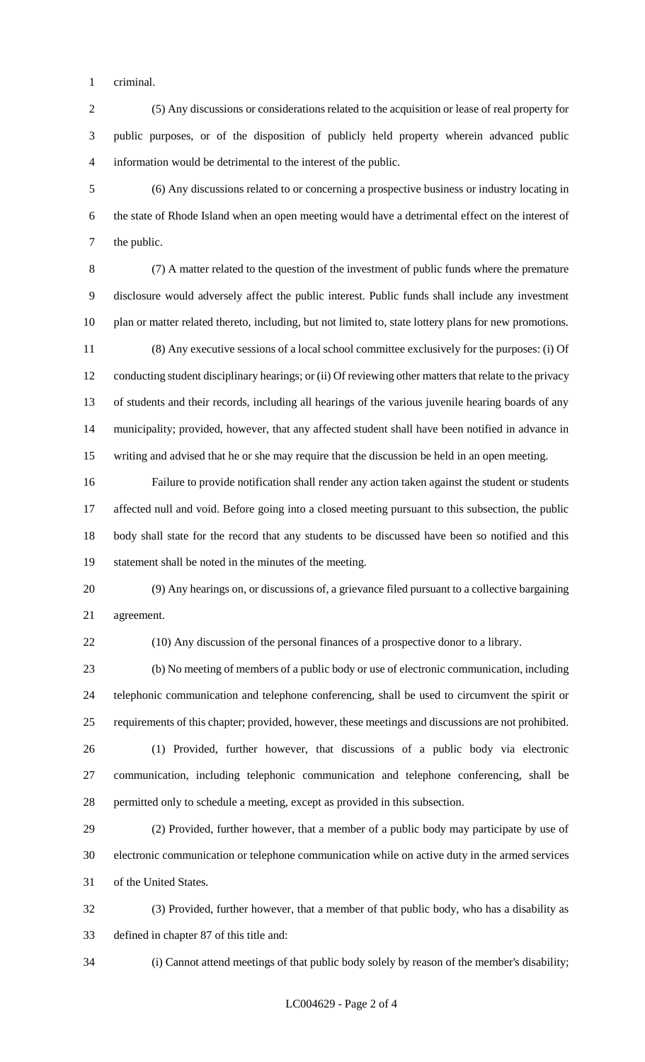criminal.

(5) Any discussions or considerations related to the acquisition or lease of real property for public purposes, or of the disposition of publicly held property wherein advanced public information would be detrimental to the interest of the public.

(6) Any discussions related to or concerning a prospective business or industry locating in the state of Rhode Island when an open meeting would have a detrimental effect on the interest of the public.

(7) A matter related to the question of the investment of public funds where the premature disclosure would adversely affect the public interest. Public funds shall include any investment plan or matter related thereto, including, but not limited to, state lottery plans for new promotions.

(8) Any executive sessions of a local school committee exclusively for the purposes: (i) Of conducting student disciplinary hearings; or (ii) Of reviewing other matters that relate to the privacy of students and their records, including all hearings of the various juvenile hearing boards of any municipality; provided, however, that any affected student shall have been notified in advance in writing and advised that he or she may require that the discussion be held in an open meeting.

Failure to provide notification shall render any action taken against the student or students affected null and void. Before going into a closed meeting pursuant to this subsection, the public body shall state for the record that any students to be discussed have been so notified and this statement shall be noted in the minutes of the meeting.

(9) Any hearings on, or discussions of, a grievance filed pursuant to a collective bargaining agreement.

(10) Any discussion of the personal finances of a prospective donor to a library.

(b) No meeting of members of a public body or use of electronic communication, including telephonic communication and telephone conferencing, shall be used to circumvent the spirit or requirements of this chapter; provided, however, these meetings and discussions are not prohibited.

(1) Provided, further however, that discussions of a public body via electronic communication, including telephonic communication and telephone conferencing, shall be permitted only to schedule a meeting, except as provided in this subsection.

(2) Provided, further however, that a member of a public body may participate by use of electronic communication or telephone communication while on active duty in the armed services of the United States.

(3) Provided, further however, that a member of that public body, who has a disability as defined in chapter 87 of this title and:

(i) Cannot attend meetings of that public body solely by reason of the member's disability;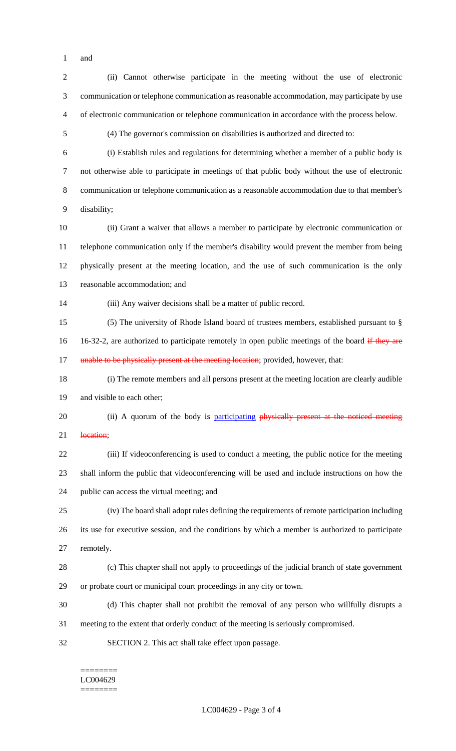and

(ii) Cannot otherwise participate in the meeting without the use of electronic communication or telephone communication as reasonable accommodation, may participate by use of electronic communication or telephone communication in accordance with the process below.

(4) The governor's commission on disabilities is authorized and directed to:

(i) Establish rules and regulations for determining whether a member of a public body is not otherwise able to participate in meetings of that public body without the use of electronic communication or telephone communication as a reasonable accommodation due to that member's disability;

(ii) Grant a waiver that allows a member to participate by electronic communication or telephone communication only if the member's disability would prevent the member from being physically present at the meeting location, and the use of such communication is the only reasonable accommodation; and

(iii) Any waiver decisions shall be a matter of public record.

(5) The university of Rhode Island board of trustees members, established pursuant to § 16-32-2, are authorized to participate remotely in open public meetings of the board ~~if they are unable to be physically present at the meeting location~~; provided, however, that:

(i) The remote members and all persons present at the meeting location are clearly audible and visible to each other;

(ii) A quorum of the body is participating ~~physically present at the noticed meeting location~~;

(iii) If videoconferencing is used to conduct a meeting, the public notice for the meeting shall inform the public that videoconferencing will be used and include instructions on how the public can access the virtual meeting; and

(iv) The board shall adopt rules defining the requirements of remote participation including its use for executive session, and the conditions by which a member is authorized to participate remotely.

(c) This chapter shall not apply to proceedings of the judicial branch of state government or probate court or municipal court proceedings in any city or town.

(d) This chapter shall not prohibit the removal of any person who willfully disrupts a meeting to the extent that orderly conduct of the meeting is seriously compromised.

SECTION 2. This act shall take effect upon passage.

========
LC004629
========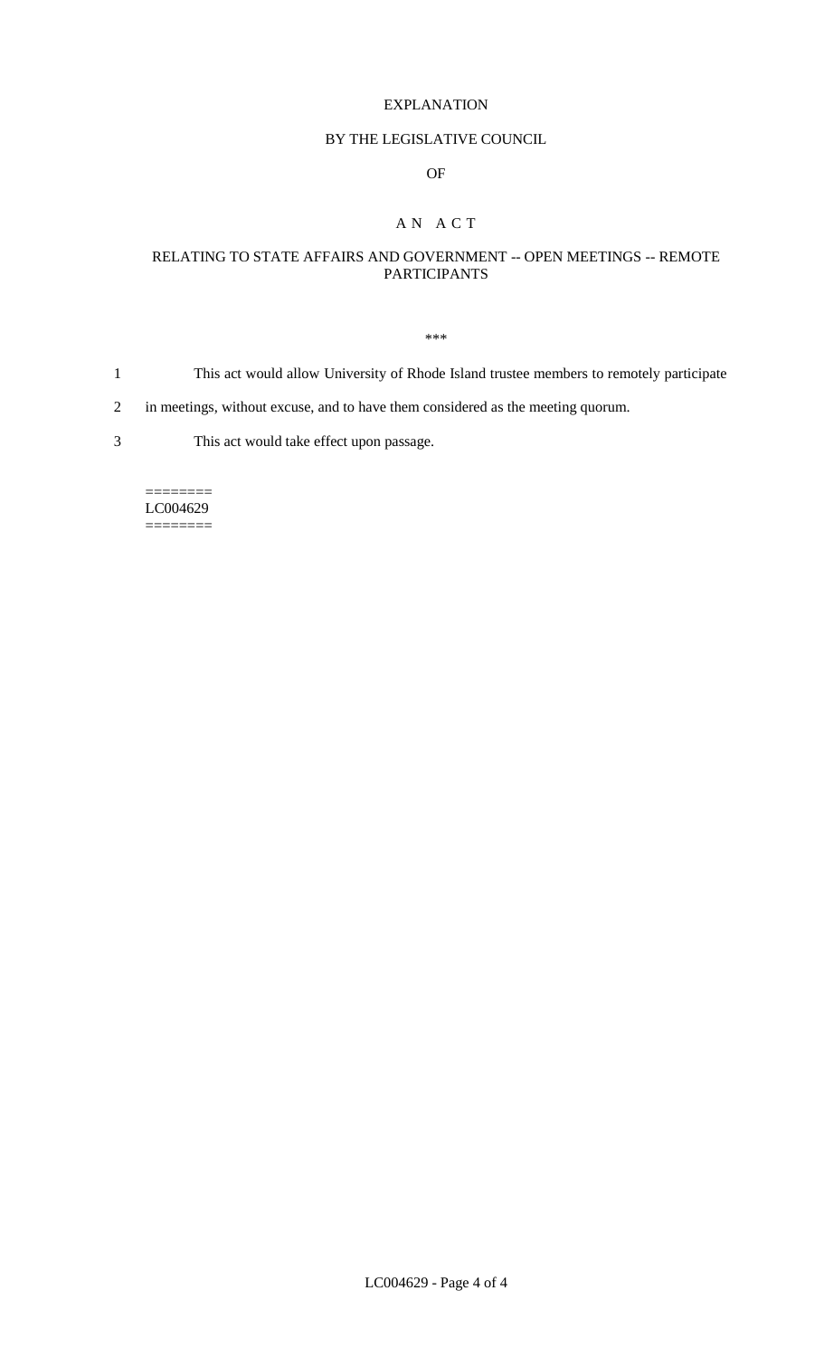EXPLANATION

BY THE LEGISLATIVE COUNCIL

OF

# A N  A C T

RELATING TO STATE AFFAIRS AND GOVERNMENT -- OPEN MEETINGS -- REMOTE PARTICIPANTS

\*\*\*

1 This act would allow University of Rhode Island trustee members to remotely participate
2 in meetings, without excuse, and to have them considered as the meeting quorum.
3 This act would take effect upon passage.

========
LC004629
========